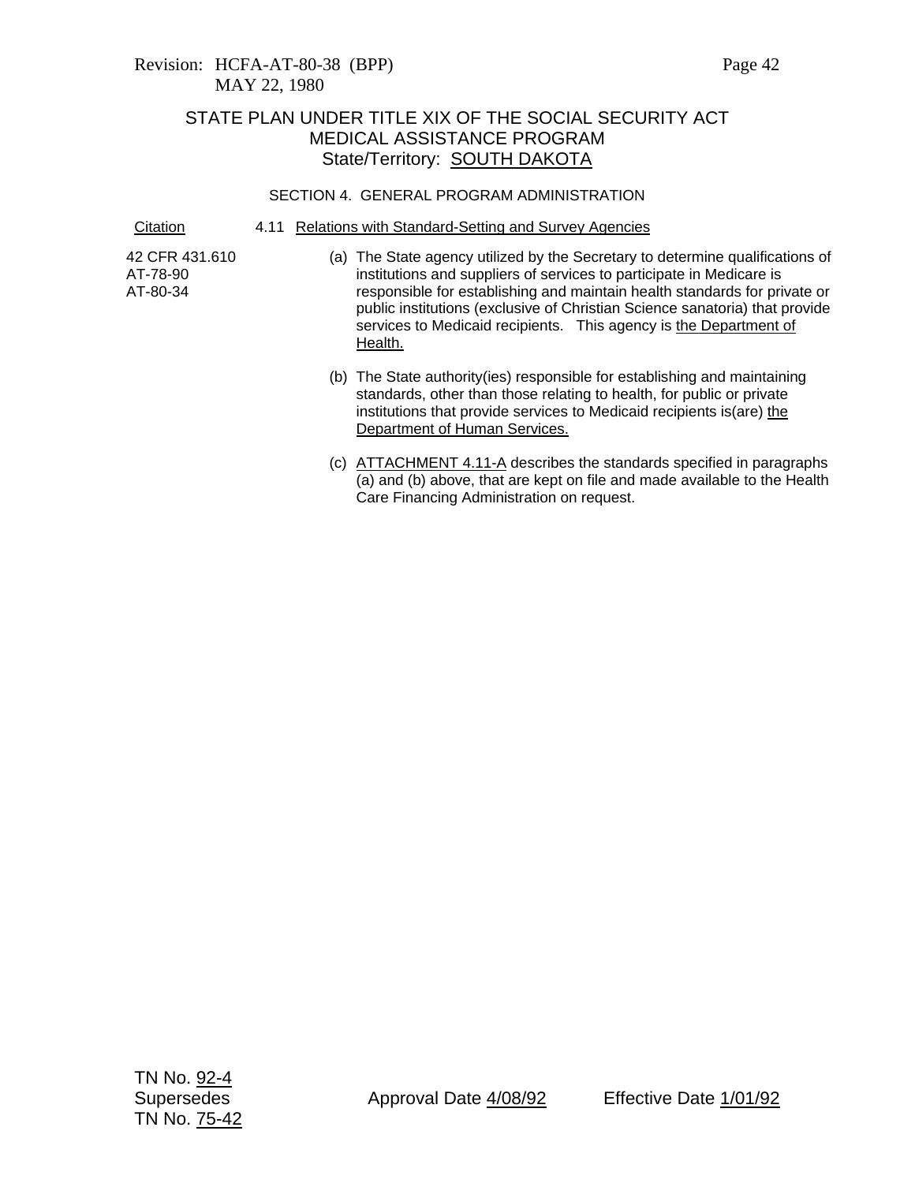Revision: HCFA-AT-80-38 (BPP)
MAY 22, 1980

# STATE PLAN UNDER TITLE XIX OF THE SOCIAL SECURITY ACT
## MEDICAL ASSISTANCE PROGRAM
### State/Territory: SOUTH DAKOTA

SECTION 4. GENERAL PROGRAM ADMINISTRATION

| Citation | 4.11 Relations with Standard-Setting and Survey Agencies |
|---|---|
| 42 CFR 431.610<br>AT-78-90<br>AT-80-34 | (a) The State agency utilized by the Secretary to determine qualifications of institutions and suppliers of services to participate in Medicare is responsible for establishing and maintain health standards for private or public institutions (exclusive of Christian Science sanatoria) that provide services to Medicaid recipients. This agency is the Department of Health. |
| | (b) The State authority(ies) responsible for establishing and maintaining standards, other than those relating to health, for public or private institutions that provide services to Medicaid recipients is(are) the Department of Human Services. |
| | (c) ATTACHMENT 4.11-A describes the standards specified in paragraphs (a) and (b) above, that are kept on file and made available to the Health Care Financing Administration on request. |

TN No. 92-4
Supersedes
TN No. 75-42

Approval Date 4/08/92

Effective Date 1/01/92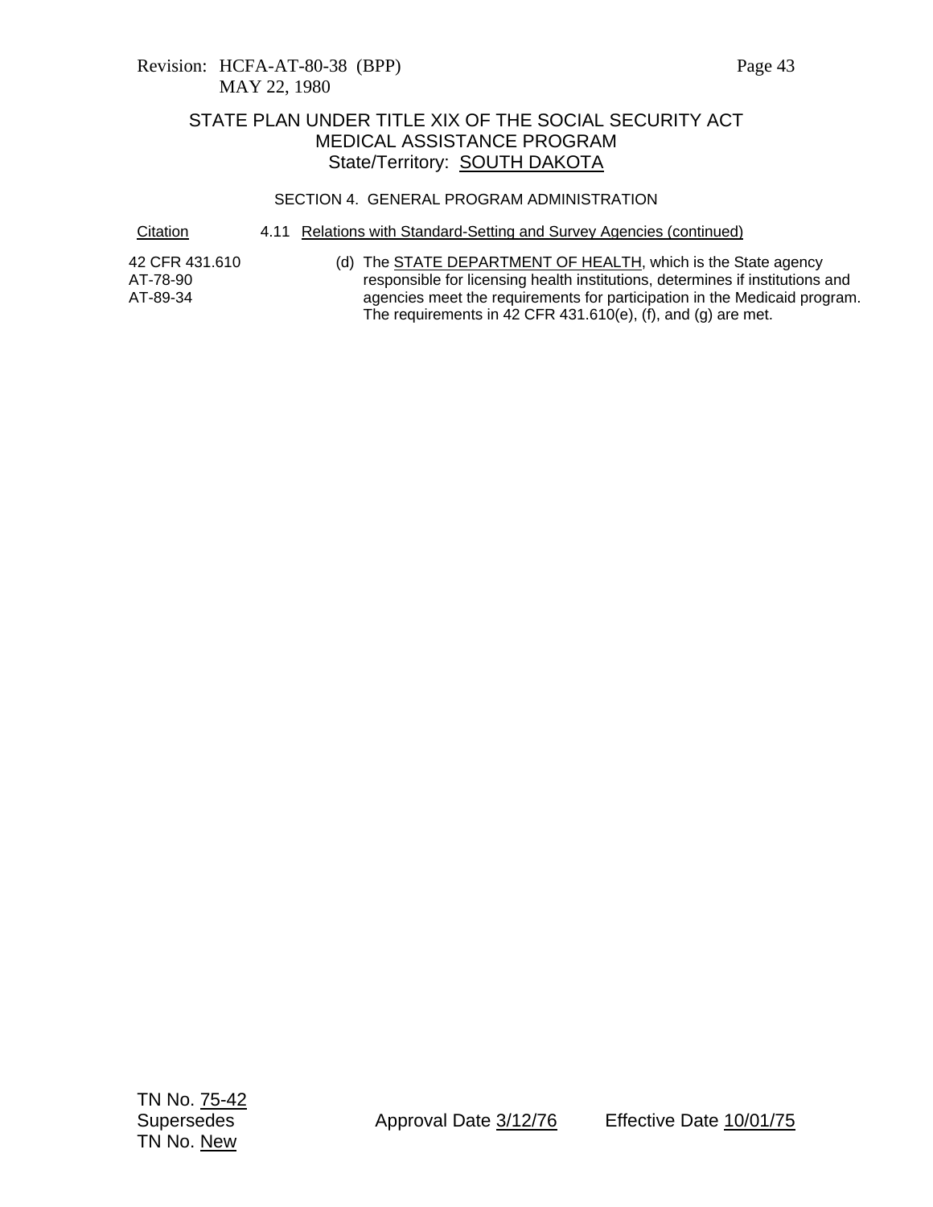STATE PLAN UNDER TITLE XIX OF THE SOCIAL SECURITY ACT
MEDICAL ASSISTANCE PROGRAM
State/Territory: SOUTH DAKOTA

SECTION 4. GENERAL PROGRAM ADMINISTRATION

| Citation | 4.11 Relations with Standard-Setting and Survey Agencies (continued) |
| --- | --- |
| 42 CFR 431.610<br>AT-78-90<br>AT-89-34 | (d) The STATE DEPARTMENT OF HEALTH, which is the State agency responsible for licensing health institutions, determines if institutions and agencies meet the requirements for participation in the Medicaid program. The requirements in 42 CFR 431.610(e), (f), and (g) are met. |

TN No. 75-42
Supersedes
TN No. New

Approval Date 3/12/76

Effective Date 10/01/75